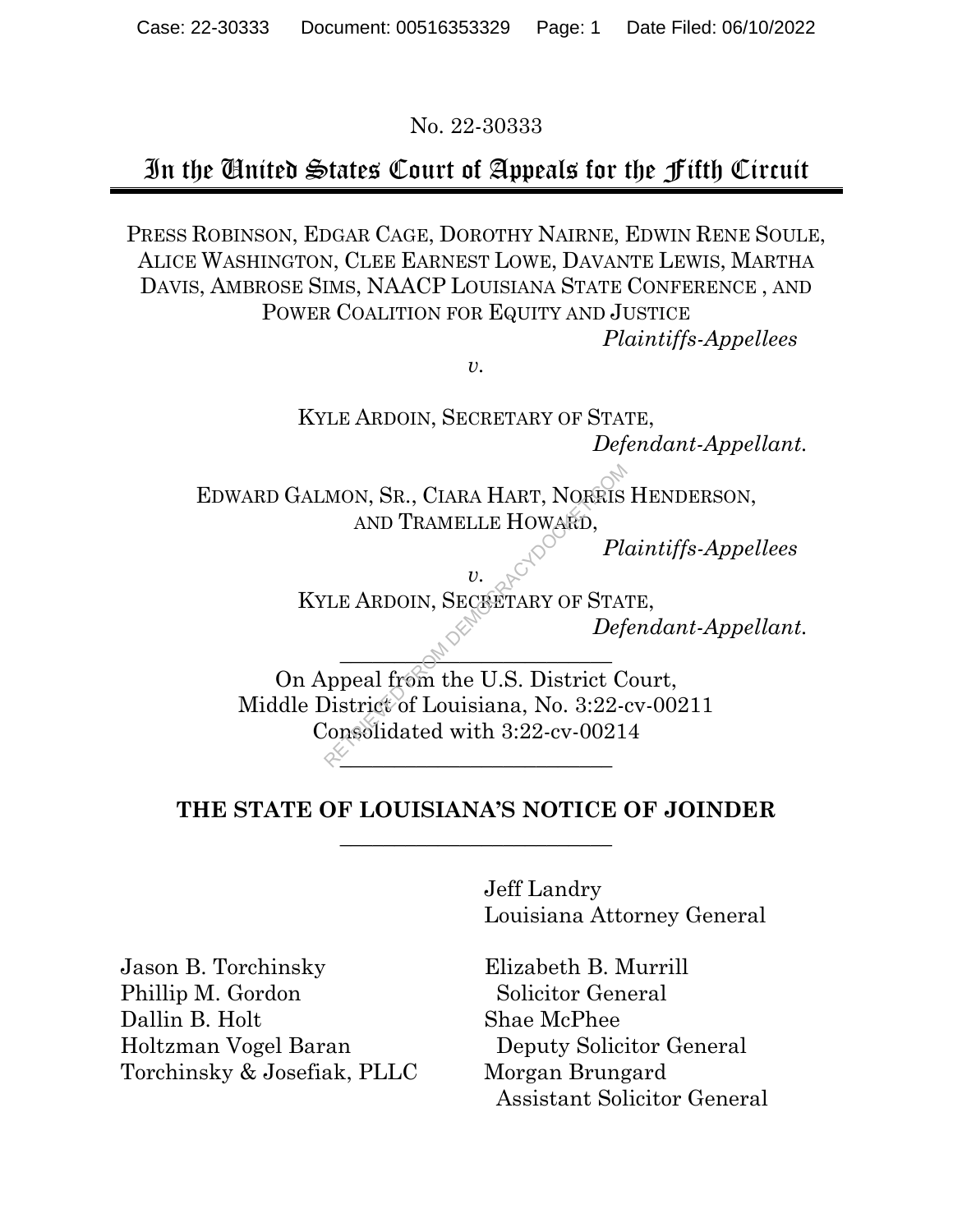No. 22-30333

# In the United States Court of Appeals for the Fifth Circuit

PRESS ROBINSON, EDGAR CAGE, DOROTHY NAIRNE, EDWIN RENE SOULE, ALICE WASHINGTON, CLEE EARNEST LOWE, DAVANTE LEWIS, MARTHA DAVIS, AMBROSE SIMS, NAACP LOUISIANA STATE CONFERENCE , AND POWER COALITION FOR EQUITY AND JUSTICE

*Plaintiffs-Appellees*

*v.*

KYLE ARDOIN, SECRETARY OF STATE,

*Defendant-Appellant.*

EDWARD GALMON, SR., CIARA HART, NORRIS HENDERSON, AND TRAMELLE HOWARD,

*Plaintiffs-Appellees*

*v.*

KYLE ARDOIN, SECRETARY OF STATE,

*Defendant-Appellant.*

---

On Appeal from the U.S. District Court, Middle District of Louisiana, No. 3:22-cv-00211 Consolidated with 3:22-cv-00214

---

**THE STATE OF LOUISIANA'S NOTICE OF JOINDER**

---

Jeff Landry
Louisiana Attorney General

Jason B. Torchinsky
Phillip M. Gordon
Dallin B. Holt
Holtzman Vogel Baran
Torchinsky & Josefiak, PLLC

Elizabeth B. Murrill
Solicitor General
Shae McPhee
Deputy Solicitor General
Morgan Brungard
Assistant Solicitor General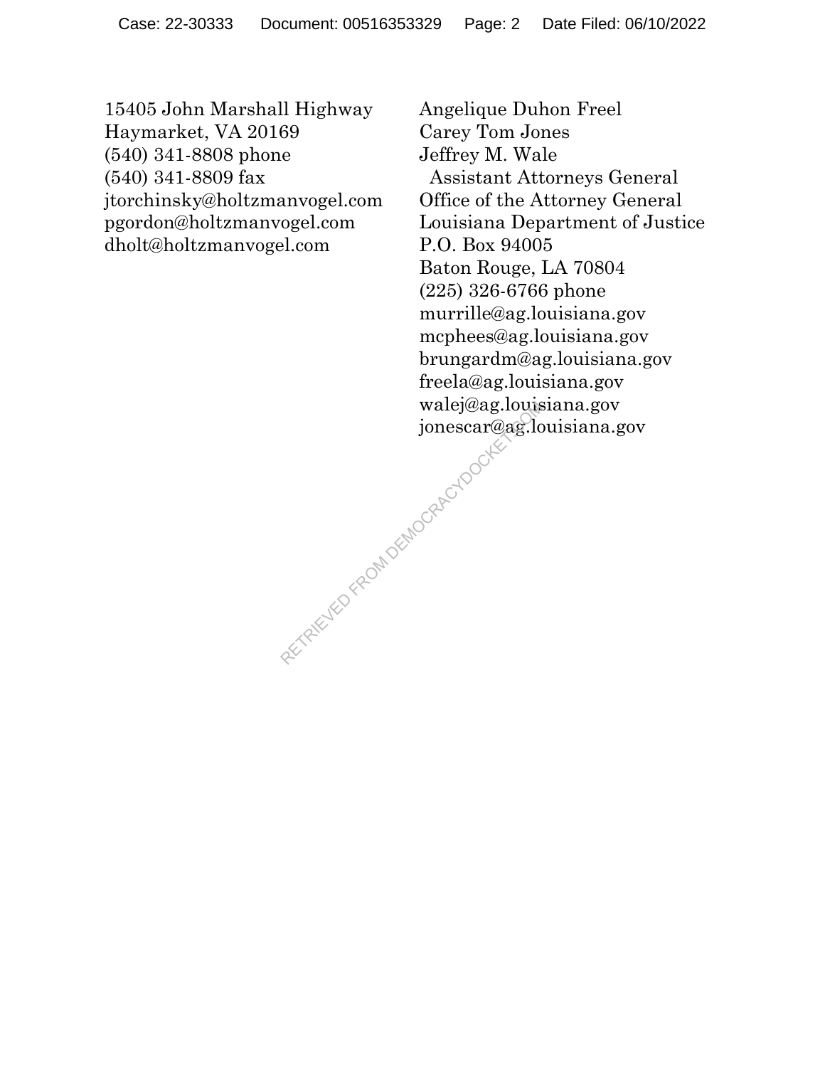15405 John Marshall Highway
Haymarket, VA 20169
(540) 341-8808 phone
(540) 341-8809 fax
jtorchinsky@holtzmanvogel.com
pgordon@holtzmanvogel.com
dholt@holtzmanvogel.com

Angelique Duhon Freel
Carey Tom Jones
Jeffrey M. Wale
Assistant Attorneys General
Office of the Attorney General
Louisiana Department of Justice
P.O. Box 94005
Baton Rouge, LA 70804
(225) 326-6766 phone
murrille@ag.louisiana.gov
mcphees@ag.louisiana.gov
brungardm@ag.louisiana.gov
freela@ag.louisiana.gov
walej@ag.louisiana.gov
jonescar@ag.louisiana.gov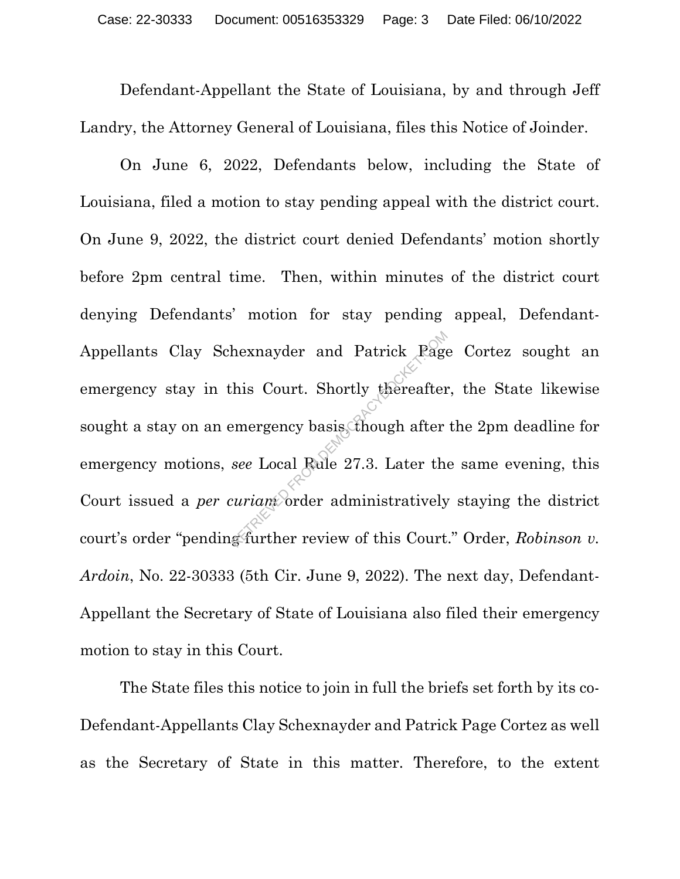Defendant-Appellant the State of Louisiana, by and through Jeff Landry, the Attorney General of Louisiana, files this Notice of Joinder.

On June 6, 2022, Defendants below, including the State of Louisiana, filed a motion to stay pending appeal with the district court. On June 9, 2022, the district court denied Defendants' motion shortly before 2pm central time. Then, within minutes of the district court denying Defendants' motion for stay pending appeal, Defendant-Appellants Clay Schexnayder and Patrick Page Cortez sought an emergency stay in this Court. Shortly thereafter, the State likewise sought a stay on an emergency basis, though after the 2pm deadline for emergency motions, *see* Local Rule 27.3. Later the same evening, this Court issued a *per curiam* order administratively staying the district court's order "pending further review of this Court." Order, *Robinson v. Ardoin*, No. 22-30333 (5th Cir. June 9, 2022). The next day, Defendant-Appellant the Secretary of State of Louisiana also filed their emergency motion to stay in this Court.

The State files this notice to join in full the briefs set forth by its co-Defendant-Appellants Clay Schexnayder and Patrick Page Cortez as well as the Secretary of State in this matter. Therefore, to the extent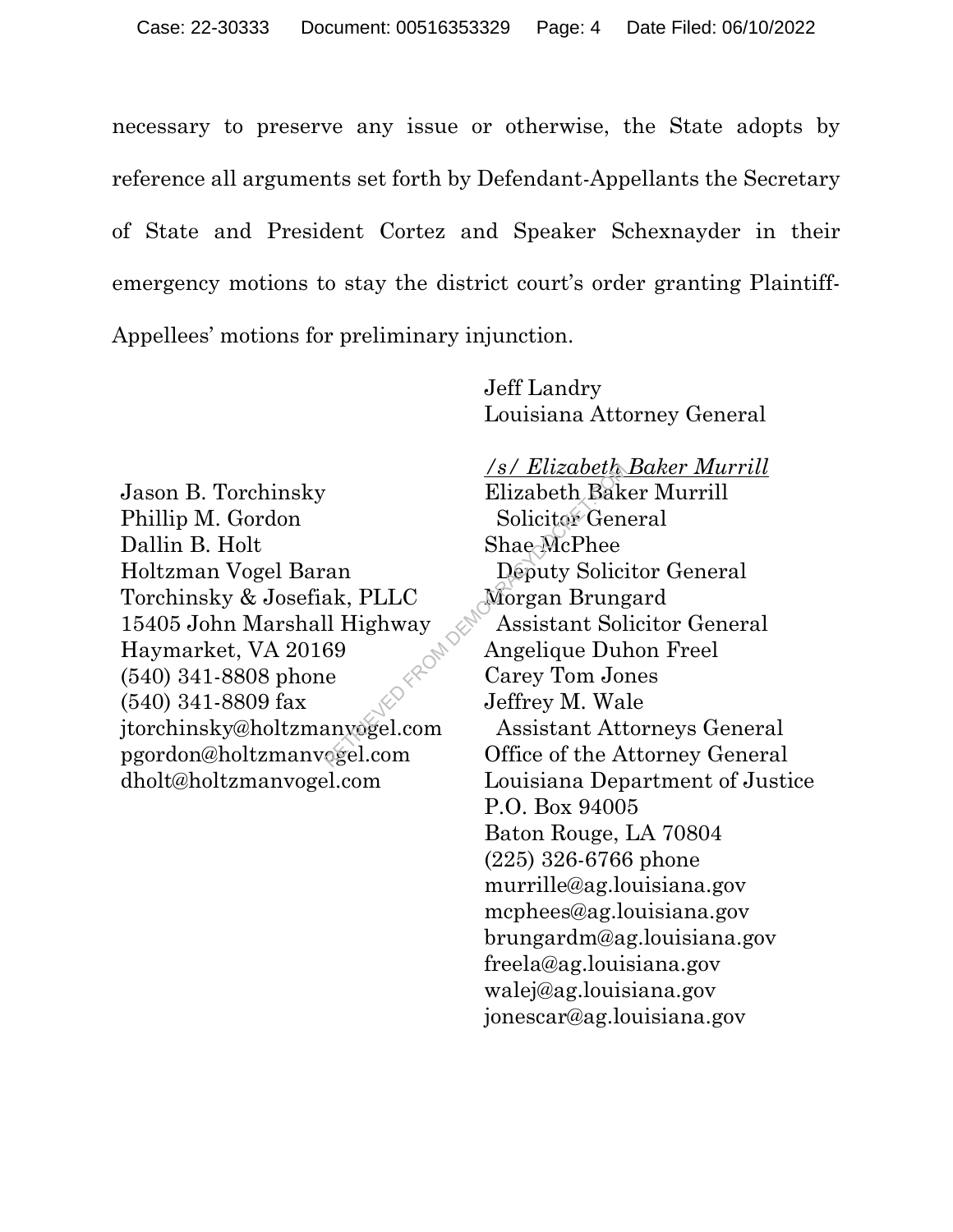necessary to preserve any issue or otherwise, the State adopts by reference all arguments set forth by Defendant-Appellants the Secretary of State and President Cortez and Speaker Schexnayder in their emergency motions to stay the district court's order granting Plaintiff-Appellees' motions for preliminary injunction.

Jeff Landry
Louisiana Attorney General

*/s/ Elizabeth Baker Murrill*
Elizabeth Baker Murrill
Solicitor General
Shae McPhee
Deputy Solicitor General
Morgan Brungard
Assistant Solicitor General
Angelique Duhon Freel
Carey Tom Jones
Jeffrey M. Wale
Assistant Attorneys General
Office of the Attorney General
Louisiana Department of Justice
P.O. Box 94005
Baton Rouge, LA 70804
(225) 326-6766 phone
murrille@ag.louisiana.gov
mcphees@ag.louisiana.gov
brungardm@ag.louisiana.gov
freela@ag.louisiana.gov
walej@ag.louisiana.gov
jonescar@ag.louisiana.gov

Jason B. Torchinsky
Phillip M. Gordon
Dallin B. Holt
Holtzman Vogel Baran
Torchinsky & Josefiak, PLLC
15405 John Marshall Highway
Haymarket, VA 20169
(540) 341-8808 phone
(540) 341-8809 fax
jtorchinsky@holtzmanvogel.com
pgordon@holtzmanvogel.com
dholt@holtzmanvogel.com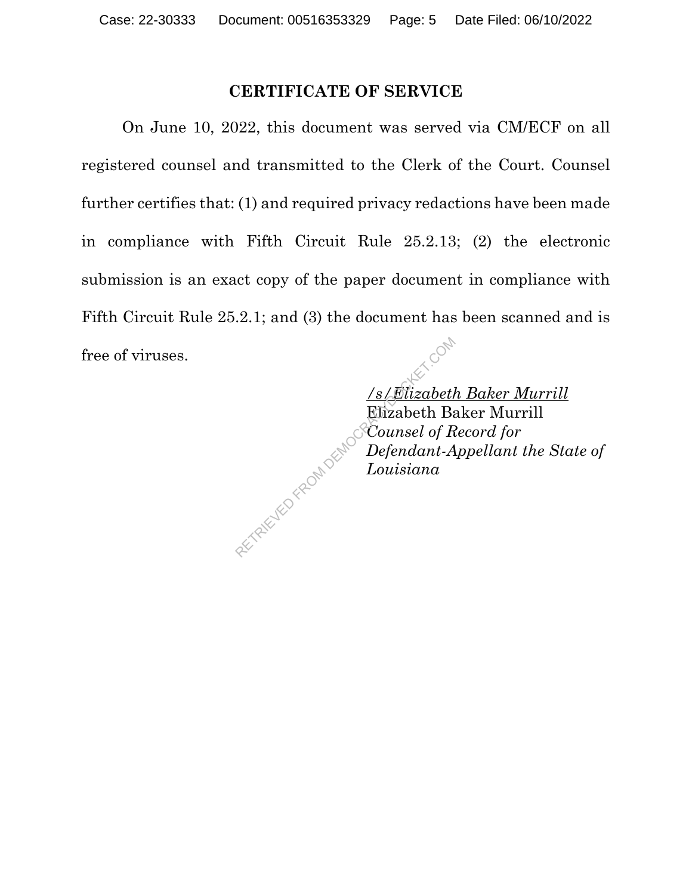## CERTIFICATE OF SERVICE

On June 10, 2022, this document was served via CM/ECF on all registered counsel and transmitted to the Clerk of the Court. Counsel further certifies that: (1) and required privacy redactions have been made in compliance with Fifth Circuit Rule 25.2.13; (2) the electronic submission is an exact copy of the paper document in compliance with Fifth Circuit Rule 25.2.1; and (3) the document has been scanned and is free of viruses.

/s/ *Elizabeth Baker Murrill*
Elizabeth Baker Murrill
*Counsel of Record for Defendant-Appellant the State of Louisiana*